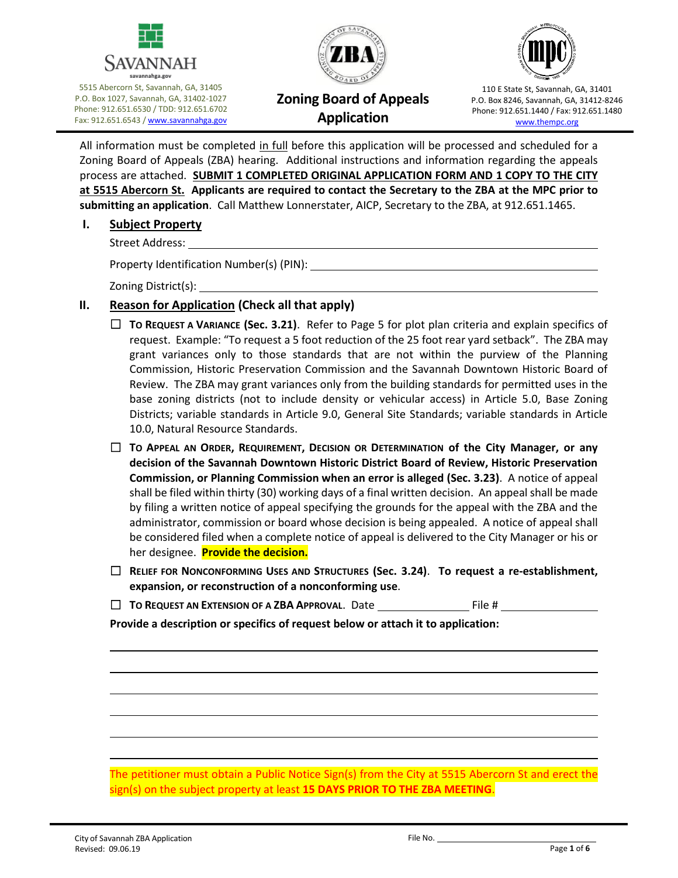5515 Abercorn St, Savannah, GA, 31405
P.O. Box 1027, Savannah, GA, 31402-1027
Phone: 912.651.6530 / TDD: 912.651.6702
Fax: 912.651.6543 / www.savannahga.gov

# Zoning Board of Appeals Application

110 E State St, Savannah, GA, 31401
P.O. Box 8246, Savannah, GA, 31412-8246
Phone: 912.651.1440 / Fax: 912.651.1480
www.thempc.org

All information must be completed in full before this application will be processed and scheduled for a Zoning Board of Appeals (ZBA) hearing. Additional instructions and information regarding the appeals process are attached. **SUBMIT 1 COMPLETED ORIGINAL APPLICATION FORM AND 1 COPY TO THE CITY at 5515 Abercorn St.** **Applicants are required to contact the Secretary to the ZBA at the MPC prior to submitting an application**. Call Matthew Lonnerstater, AICP, Secretary to the ZBA, at 912.651.1465.

## I. Subject Property

Street Address: ______________________________

Property Identification Number(s) (PIN): ______________________________

Zoning District(s): ______________________________

## II. Reason for Application (Check all that apply)

☐ **TO REQUEST A VARIANCE (Sec. 3.21)**. Refer to Page 5 for plot plan criteria and explain specifics of request. Example: "To request a 5 foot reduction of the 25 foot rear yard setback". The ZBA may grant variances only to those standards that are not within the purview of the Planning Commission, Historic Preservation Commission and the Savannah Downtown Historic Board of Review. The ZBA may grant variances only from the building standards for permitted uses in the base zoning districts (not to include density or vehicular access) in Article 5.0, Base Zoning Districts; variable standards in Article 9.0, General Site Standards; variable standards in Article 10.0, Natural Resource Standards.

☐ **TO APPEAL AN ORDER, REQUIREMENT, DECISION OR DETERMINATION of the City Manager, or any decision of the Savannah Downtown Historic District Board of Review, Historic Preservation Commission, or Planning Commission when an error is alleged (Sec. 3.23)**. A notice of appeal shall be filed within thirty (30) working days of a final written decision. An appeal shall be made by filing a written notice of appeal specifying the grounds for the appeal with the ZBA and the administrator, commission or board whose decision is being appealed. A notice of appeal shall be considered filed when a complete notice of appeal is delivered to the City Manager or his or her designee. **Provide the decision.**

☐ **RELIEF FOR NONCONFORMING USES AND STRUCTURES (Sec. 3.24)**. **To request a re-establishment, expansion, or reconstruction of a nonconforming use**.

☐ **TO REQUEST AN EXTENSION OF A ZBA APPROVAL**. Date ______________ File # ______________

**Provide a description or specifics of request below or attach it to application:**

______________________________

______________________________

______________________________

______________________________

______________________________

______________________________

The petitioner must obtain a Public Notice Sign(s) from the City at 5515 Abercorn St and erect the sign(s) on the subject property at least **15 DAYS PRIOR TO THE ZBA MEETING**.

File No. ______________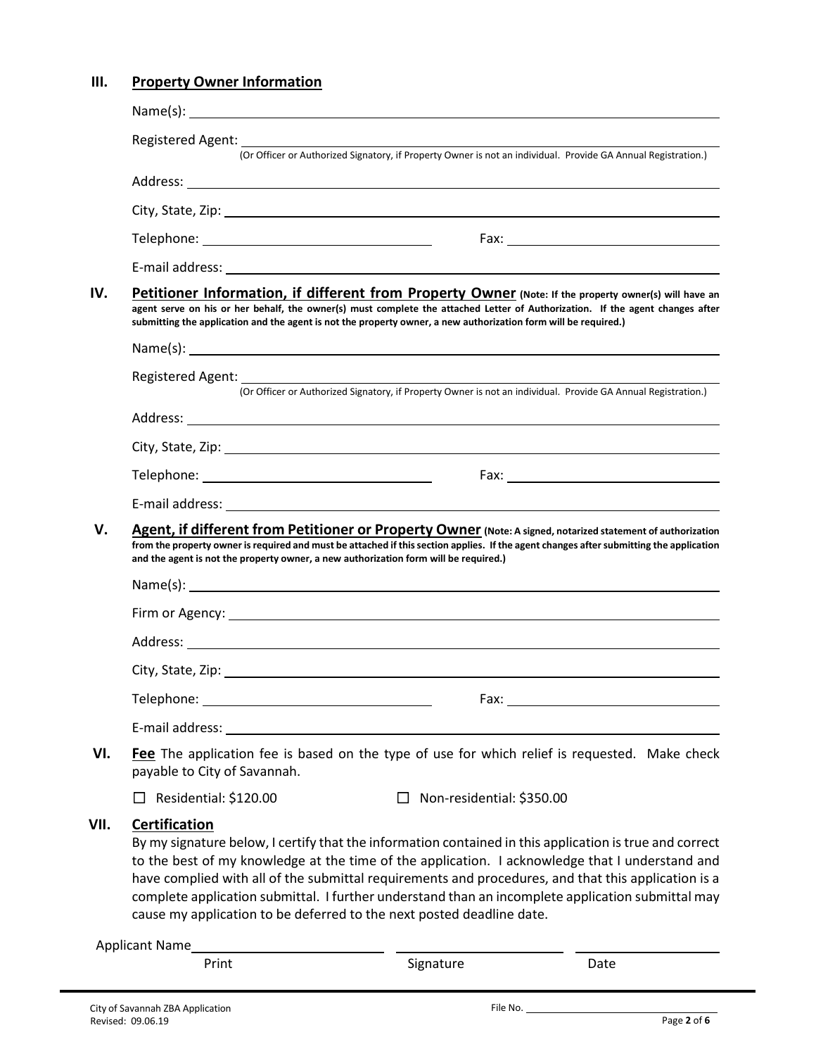## III. Property Owner Information

Name(s): ______________________________

Registered Agent: ______________________________
(Or Officer or Authorized Signatory, if Property Owner is not an individual. Provide GA Annual Registration.)

Address: ______________________________

City, State, Zip: ______________________________

Telephone: ______________________________ Fax: ______________________________

E-mail address: ______________________________

## IV. Petitioner Information, if different from Property Owner

**(Note: If the property owner(s) will have an agent serve on his or her behalf, the owner(s) must complete the attached Letter of Authorization. If the agent changes after submitting the application and the agent is not the property owner, a new authorization form will be required.)**

Name(s): ______________________________

Registered Agent: ______________________________
(Or Officer or Authorized Signatory, if Property Owner is not an individual. Provide GA Annual Registration.)

Address: ______________________________

City, State, Zip: ______________________________

Telephone: ______________________________ Fax: ______________________________

E-mail address: ______________________________

## V. Agent, if different from Petitioner or Property Owner

**(Note: A signed, notarized statement of authorization from the property owner is required and must be attached if this section applies. If the agent changes after submitting the application and the agent is not the property owner, a new authorization form will be required.)**

Name(s): ______________________________

Firm or Agency: ______________________________

Address: ______________________________

City, State, Zip: ______________________________

Telephone: ______________________________ Fax: ______________________________

E-mail address: ______________________________

## VI. Fee

The application fee is based on the type of use for which relief is requested. Make check payable to City of Savannah.

☐ Residential: $120.00 ☐ Non-residential: $350.00

## VII. Certification

By my signature below, I certify that the information contained in this application is true and correct to the best of my knowledge at the time of the application. I acknowledge that I understand and have complied with all of the submittal requirements and procedures, and that this application is a complete application submittal. I further understand than an incomplete application submittal may cause my application to be deferred to the next posted deadline date.

Applicant Name ______________________________ ______________________________ ______________________________
Print Signature Date

City of Savannah ZBA Application
Revised: 09.06.19

File No. ______________________________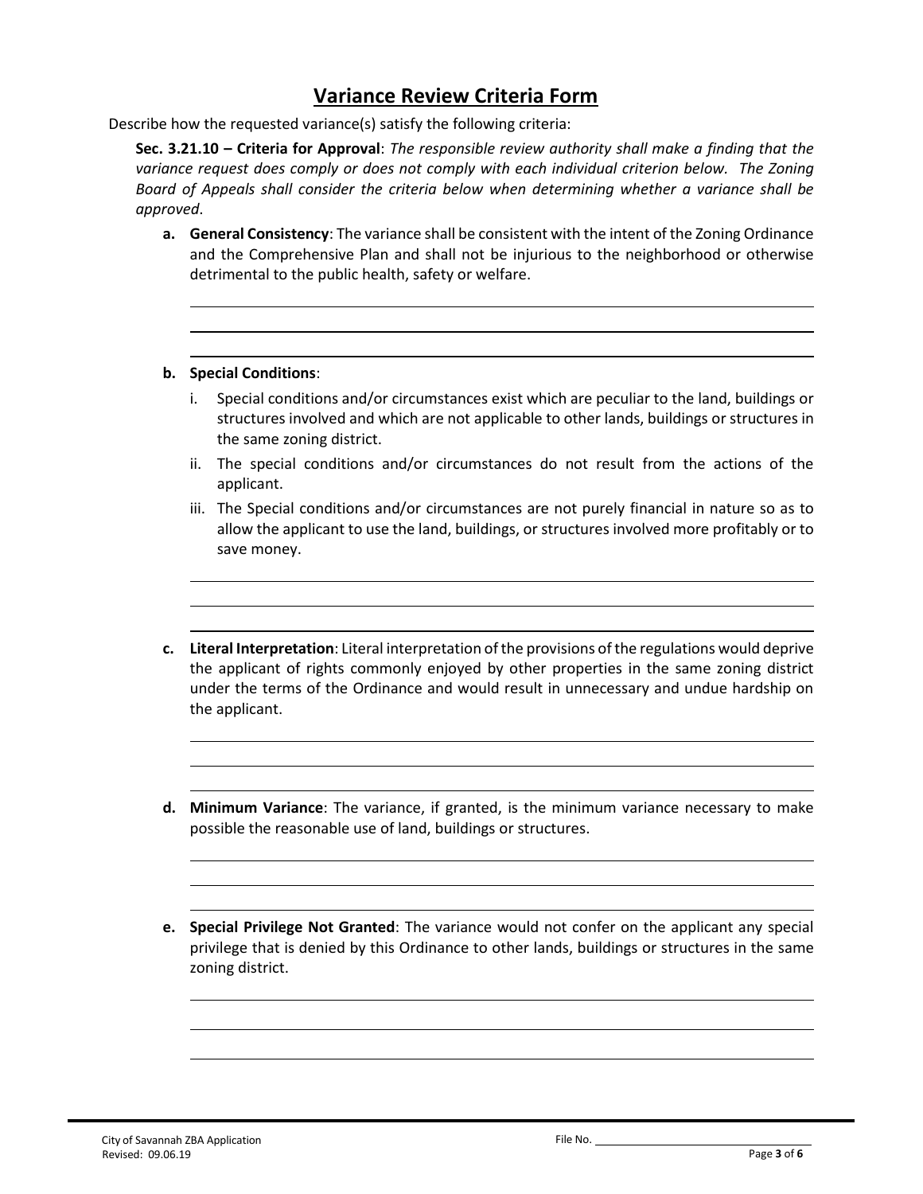# Variance Review Criteria Form

Describe how the requested variance(s) satisfy the following criteria:

**Sec. 3.21.10 – Criteria for Approval**: *The responsible review authority shall make a finding that the variance request does comply or does not comply with each individual criterion below. The Zoning Board of Appeals shall consider the criteria below when determining whether a variance shall be approved.*

a. **General Consistency**: The variance shall be consistent with the intent of the Zoning Ordinance and the Comprehensive Plan and shall not be injurious to the neighborhood or otherwise detrimental to the public health, safety or welfare.

\_\_\_\_\_\_\_\_\_\_\_\_\_\_\_\_\_\_\_\_\_\_\_\_\_\_\_\_\_\_\_\_\_\_\_\_\_\_\_\_\_\_\_\_\_\_\_\_\_\_\_\_\_\_\_\_\_\_\_\_\_\_\_\_\_\_\_\_\_\_\_\_\_\_\_\_\_\_

\_\_\_\_\_\_\_\_\_\_\_\_\_\_\_\_\_\_\_\_\_\_\_\_\_\_\_\_\_\_\_\_\_\_\_\_\_\_\_\_\_\_\_\_\_\_\_\_\_\_\_\_\_\_\_\_\_\_\_\_\_\_\_\_\_\_\_\_\_\_\_\_\_\_\_\_\_\_

\_\_\_\_\_\_\_\_\_\_\_\_\_\_\_\_\_\_\_\_\_\_\_\_\_\_\_\_\_\_\_\_\_\_\_\_\_\_\_\_\_\_\_\_\_\_\_\_\_\_\_\_\_\_\_\_\_\_\_\_\_\_\_\_\_\_\_\_\_\_\_\_\_\_\_\_\_\_

b. **Special Conditions**:

   i. Special conditions and/or circumstances exist which are peculiar to the land, buildings or structures involved and which are not applicable to other lands, buildings or structures in the same zoning district.

   ii. The special conditions and/or circumstances do not result from the actions of the applicant.

   iii. The Special conditions and/or circumstances are not purely financial in nature so as to allow the applicant to use the land, buildings, or structures involved more profitably or to save money.

\_\_\_\_\_\_\_\_\_\_\_\_\_\_\_\_\_\_\_\_\_\_\_\_\_\_\_\_\_\_\_\_\_\_\_\_\_\_\_\_\_\_\_\_\_\_\_\_\_\_\_\_\_\_\_\_\_\_\_\_\_\_\_\_\_\_\_\_\_\_\_\_\_\_\_\_\_\_

\_\_\_\_\_\_\_\_\_\_\_\_\_\_\_\_\_\_\_\_\_\_\_\_\_\_\_\_\_\_\_\_\_\_\_\_\_\_\_\_\_\_\_\_\_\_\_\_\_\_\_\_\_\_\_\_\_\_\_\_\_\_\_\_\_\_\_\_\_\_\_\_\_\_\_\_\_\_

\_\_\_\_\_\_\_\_\_\_\_\_\_\_\_\_\_\_\_\_\_\_\_\_\_\_\_\_\_\_\_\_\_\_\_\_\_\_\_\_\_\_\_\_\_\_\_\_\_\_\_\_\_\_\_\_\_\_\_\_\_\_\_\_\_\_\_\_\_\_\_\_\_\_\_\_\_\_

c. **Literal Interpretation**: Literal interpretation of the provisions of the regulations would deprive the applicant of rights commonly enjoyed by other properties in the same zoning district under the terms of the Ordinance and would result in unnecessary and undue hardship on the applicant.

\_\_\_\_\_\_\_\_\_\_\_\_\_\_\_\_\_\_\_\_\_\_\_\_\_\_\_\_\_\_\_\_\_\_\_\_\_\_\_\_\_\_\_\_\_\_\_\_\_\_\_\_\_\_\_\_\_\_\_\_\_\_\_\_\_\_\_\_\_\_\_\_\_\_\_\_\_\_

\_\_\_\_\_\_\_\_\_\_\_\_\_\_\_\_\_\_\_\_\_\_\_\_\_\_\_\_\_\_\_\_\_\_\_\_\_\_\_\_\_\_\_\_\_\_\_\_\_\_\_\_\_\_\_\_\_\_\_\_\_\_\_\_\_\_\_\_\_\_\_\_\_\_\_\_\_\_

\_\_\_\_\_\_\_\_\_\_\_\_\_\_\_\_\_\_\_\_\_\_\_\_\_\_\_\_\_\_\_\_\_\_\_\_\_\_\_\_\_\_\_\_\_\_\_\_\_\_\_\_\_\_\_\_\_\_\_\_\_\_\_\_\_\_\_\_\_\_\_\_\_\_\_\_\_\_

d. **Minimum Variance**: The variance, if granted, is the minimum variance necessary to make possible the reasonable use of land, buildings or structures.

\_\_\_\_\_\_\_\_\_\_\_\_\_\_\_\_\_\_\_\_\_\_\_\_\_\_\_\_\_\_\_\_\_\_\_\_\_\_\_\_\_\_\_\_\_\_\_\_\_\_\_\_\_\_\_\_\_\_\_\_\_\_\_\_\_\_\_\_\_\_\_\_\_\_\_\_\_\_

\_\_\_\_\_\_\_\_\_\_\_\_\_\_\_\_\_\_\_\_\_\_\_\_\_\_\_\_\_\_\_\_\_\_\_\_\_\_\_\_\_\_\_\_\_\_\_\_\_\_\_\_\_\_\_\_\_\_\_\_\_\_\_\_\_\_\_\_\_\_\_\_\_\_\_\_\_\_

\_\_\_\_\_\_\_\_\_\_\_\_\_\_\_\_\_\_\_\_\_\_\_\_\_\_\_\_\_\_\_\_\_\_\_\_\_\_\_\_\_\_\_\_\_\_\_\_\_\_\_\_\_\_\_\_\_\_\_\_\_\_\_\_\_\_\_\_\_\_\_\_\_\_\_\_\_\_

e. **Special Privilege Not Granted**: The variance would not confer on the applicant any special privilege that is denied by this Ordinance to other lands, buildings or structures in the same zoning district.

\_\_\_\_\_\_\_\_\_\_\_\_\_\_\_\_\_\_\_\_\_\_\_\_\_\_\_\_\_\_\_\_\_\_\_\_\_\_\_\_\_\_\_\_\_\_\_\_\_\_\_\_\_\_\_\_\_\_\_\_\_\_\_\_\_\_\_\_\_\_\_\_\_\_\_\_\_\_

\_\_\_\_\_\_\_\_\_\_\_\_\_\_\_\_\_\_\_\_\_\_\_\_\_\_\_\_\_\_\_\_\_\_\_\_\_\_\_\_\_\_\_\_\_\_\_\_\_\_\_\_\_\_\_\_\_\_\_\_\_\_\_\_\_\_\_\_\_\_\_\_\_\_\_\_\_\_

\_\_\_\_\_\_\_\_\_\_\_\_\_\_\_\_\_\_\_\_\_\_\_\_\_\_\_\_\_\_\_\_\_\_\_\_\_\_\_\_\_\_\_\_\_\_\_\_\_\_\_\_\_\_\_\_\_\_\_\_\_\_\_\_\_\_\_\_\_\_\_\_\_\_\_\_\_\_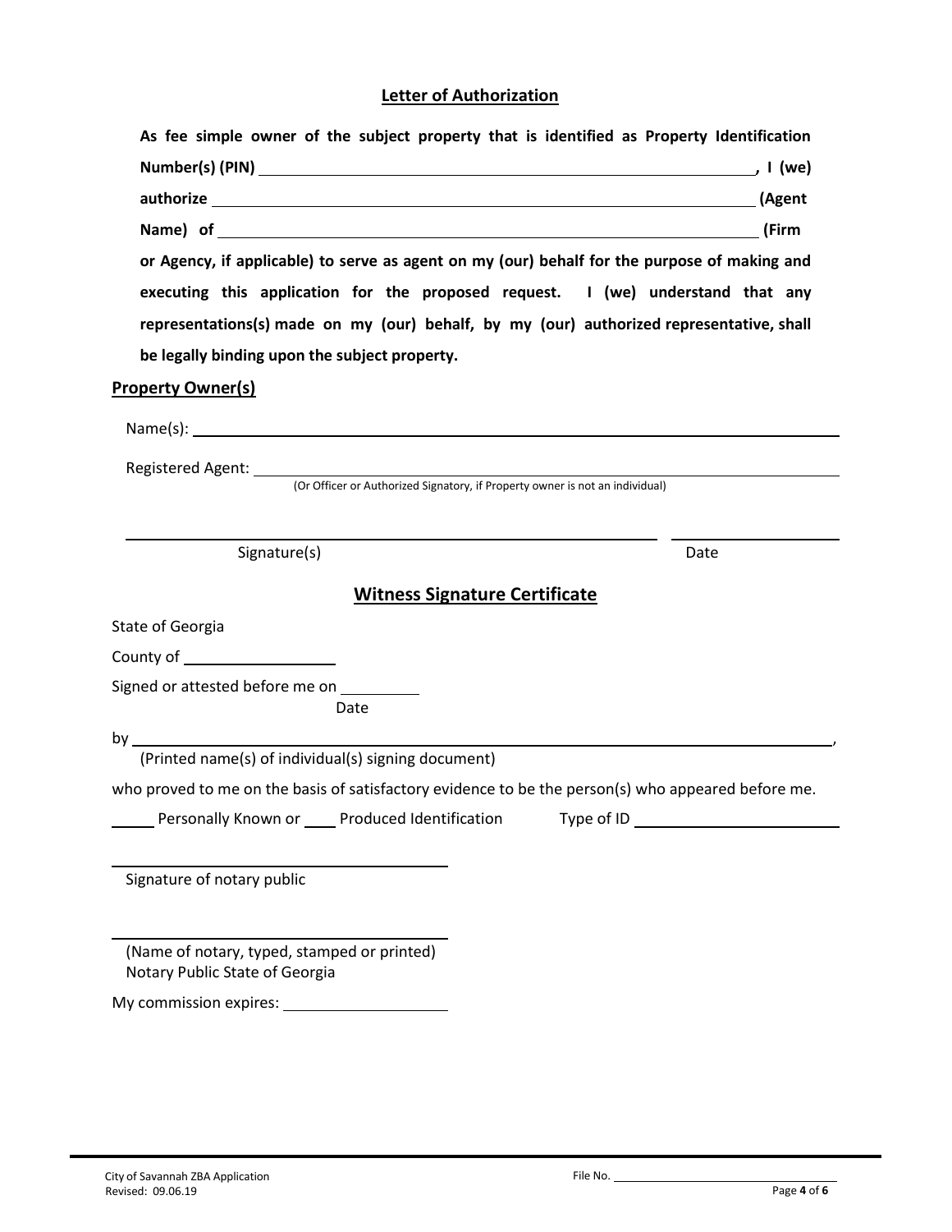## Letter of Authorization

**As fee simple owner of the subject property that is identified as Property Identification Number(s) (PIN) ______________________________, I (we) authorize ______________________________ (Agent Name) of ______________________________ (Firm or Agency, if applicable) to serve as agent on my (our) behalf for the purpose of making and executing this application for the proposed request. I (we) understand that any representations(s) made on my (our) behalf, by my (our) authorized representative, shall be legally binding upon the subject property.**

### Property Owner(s)

Name(s): ______________________________

Registered Agent: ______________________________
(Or Officer or Authorized Signatory, if Property owner is not an individual)

______________________________ ______________
Signature(s) Date

## Witness Signature Certificate

State of Georgia

County of ______________

Signed or attested before me on ____________
Date

by ______________________________,
(Printed name(s) of individual(s) signing document)

who proved to me on the basis of satisfactory evidence to be the person(s) who appeared before me.

_____ Personally Known or ____ Produced Identification Type of ID ______________

______________________________
Signature of notary public

______________________________
(Name of notary, typed, stamped or printed)
Notary Public State of Georgia

My commission expires: ______________

City of Savannah ZBA Application
Revised: 09.06.19

File No. ______________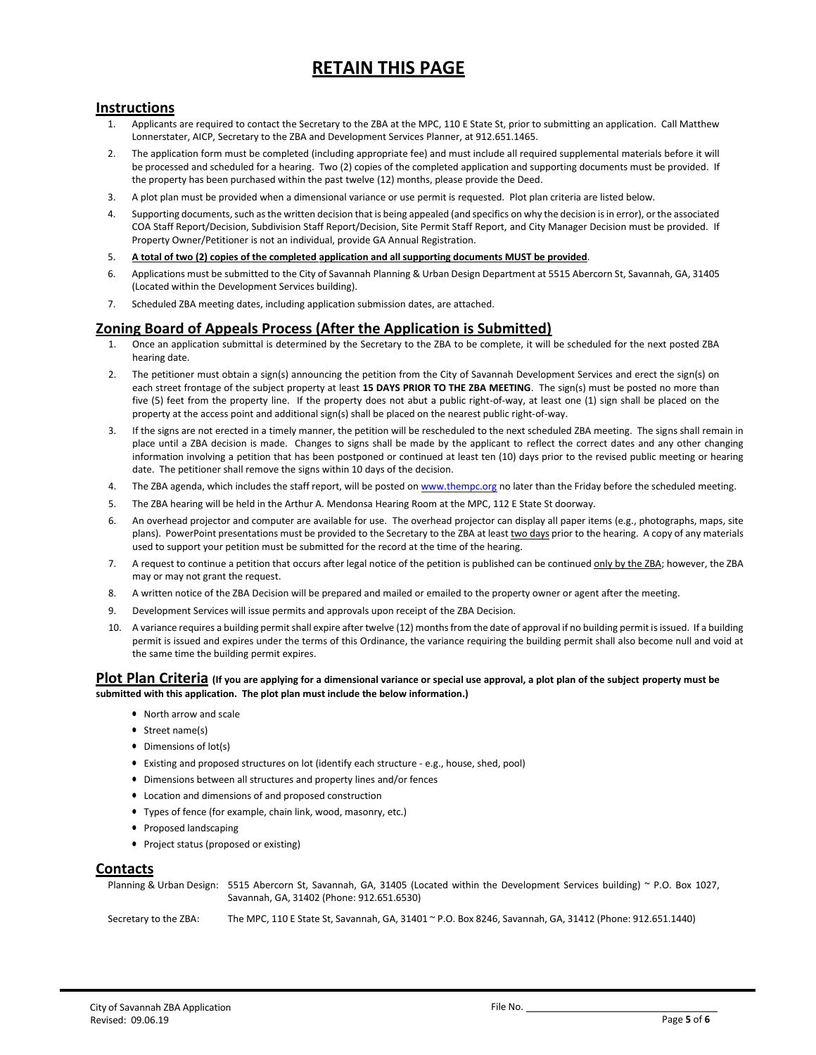# RETAIN THIS PAGE

## Instructions

1. Applicants are required to contact the Secretary to the ZBA at the MPC, 110 E State St, prior to submitting an application. Call Matthew Lonnerstater, AICP, Secretary to the ZBA and Development Services Planner, at 912.651.1465.
2. The application form must be completed (including appropriate fee) and must include all required supplemental materials before it will be processed and scheduled for a hearing. Two (2) copies of the completed application and supporting documents must be provided. If the property has been purchased within the past twelve (12) months, please provide the Deed.
3. A plot plan must be provided when a dimensional variance or use permit is requested. Plot plan criteria are listed below.
4. Supporting documents, such as the written decision that is being appealed (and specifics on why the decision is in error), or the associated COA Staff Report/Decision, Subdivision Staff Report/Decision, Site Permit Staff Report, and City Manager Decision must be provided. If Property Owner/Petitioner is not an individual, provide GA Annual Registration.
5. **A total of two (2) copies of the completed application and all supporting documents MUST be provided**.
6. Applications must be submitted to the City of Savannah Planning & Urban Design Department at 5515 Abercorn St, Savannah, GA, 31405 (Located within the Development Services building).
7. Scheduled ZBA meeting dates, including application submission dates, are attached.

## Zoning Board of Appeals Process (After the Application is Submitted)

1. Once an application submittal is determined by the Secretary to the ZBA to be complete, it will be scheduled for the next posted ZBA hearing date.
2. The petitioner must obtain a sign(s) announcing the petition from the City of Savannah Development Services and erect the sign(s) on each street frontage of the subject property at least **15 DAYS PRIOR TO THE ZBA MEETING**. The sign(s) must be posted no more than five (5) feet from the property line. If the property does not abut a public right-of-way, at least one (1) sign shall be placed on the property at the access point and additional sign(s) shall be placed on the nearest public right-of-way.
3. If the signs are not erected in a timely manner, the petition will be rescheduled to the next scheduled ZBA meeting. The signs shall remain in place until a ZBA decision is made. Changes to signs shall be made by the applicant to reflect the correct dates and any other changing information involving a petition that has been postponed or continued at least ten (10) days prior to the revised public meeting or hearing date. The petitioner shall remove the signs within 10 days of the decision.
4. The ZBA agenda, which includes the staff report, will be posted on www.thempc.org no later than the Friday before the scheduled meeting.
5. The ZBA hearing will be held in the Arthur A. Mendonsa Hearing Room at the MPC, 112 E State St doorway.
6. An overhead projector and computer are available for use. The overhead projector can display all paper items (e.g., photographs, maps, site plans). PowerPoint presentations must be provided to the Secretary to the ZBA at least two days prior to the hearing. A copy of any materials used to support your petition must be submitted for the record at the time of the hearing.
7. A request to continue a petition that occurs after legal notice of the petition is published can be continued only by the ZBA; however, the ZBA may or may not grant the request.
8. A written notice of the ZBA Decision will be prepared and mailed or emailed to the property owner or agent after the meeting.
9. Development Services will issue permits and approvals upon receipt of the ZBA Decision.
10. A variance requires a building permit shall expire after twelve (12) months from the date of approval if no building permit is issued. If a building permit is issued and expires under the terms of this Ordinance, the variance requiring the building permit shall also become null and void at the same time the building permit expires.

## Plot Plan Criteria **(If you are applying for a dimensional variance or special use approval, a plot plan of the subject property must be submitted with this application. The plot plan must include the below information.)**

- North arrow and scale
- Street name(s)
- Dimensions of lot(s)
- Existing and proposed structures on lot (identify each structure - e.g., house, shed, pool)
- Dimensions between all structures and property lines and/or fences
- Location and dimensions of and proposed construction
- Types of fence (for example, chain link, wood, masonry, etc.)
- Proposed landscaping
- Project status (proposed or existing)

## Contacts

Planning & Urban Design: 5515 Abercorn St, Savannah, GA, 31405 (Located within the Development Services building) ~ P.O. Box 1027, Savannah, GA, 31402 (Phone: 912.651.6530)

Secretary to the ZBA: The MPC, 110 E State St, Savannah, GA, 31401 ~ P.O. Box 8246, Savannah, GA, 31412 (Phone: 912.651.1440)

City of Savannah ZBA Application
Revised: 09.06.19

File No. ______________________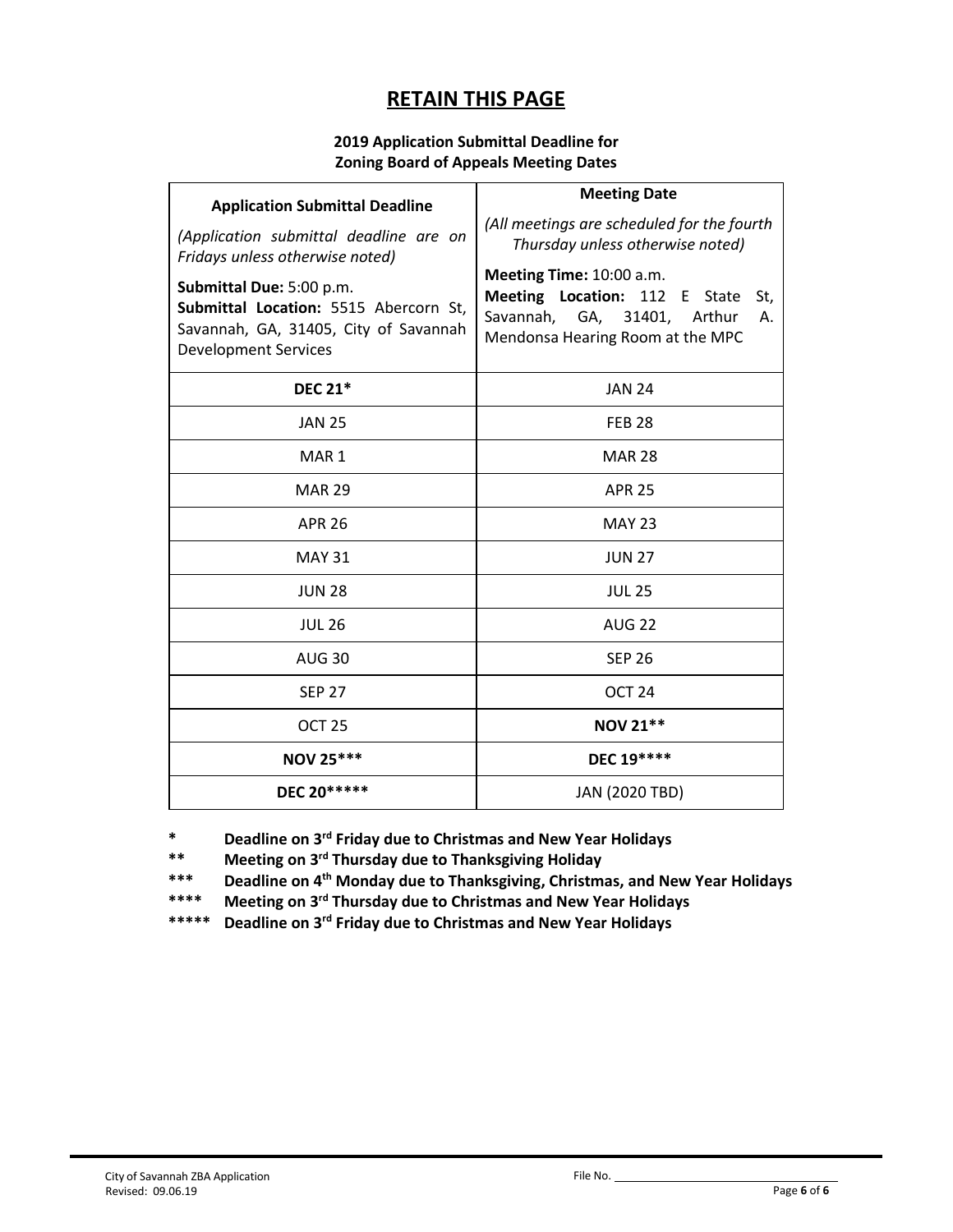# RETAIN THIS PAGE

**2019 Application Submittal Deadline for Zoning Board of Appeals Meeting Dates**

| **Application Submittal Deadline**<br>*(Application submittal deadline are on Fridays unless otherwise noted)*<br>**Submittal Due:** 5:00 p.m.<br>**Submittal Location:** 5515 Abercorn St, Savannah, GA, 31405, City of Savannah Development Services | **Meeting Date**<br>*(All meetings are scheduled for the fourth Thursday unless otherwise noted)*<br>**Meeting Time:** 10:00 a.m.<br>**Meeting Location:** 112 E State St, Savannah, GA, 31401, Arthur A. Mendonsa Hearing Room at the MPC |
|---|---|
| **DEC 21*** | JAN 24 |
| JAN 25 | FEB 28 |
| MAR 1 | MAR 28 |
| MAR 29 | APR 25 |
| APR 26 | MAY 23 |
| MAY 31 | JUN 27 |
| JUN 28 | JUL 25 |
| JUL 26 | AUG 22 |
| AUG 30 | SEP 26 |
| SEP 27 | OCT 24 |
| OCT 25 | **NOV 21**** |
| **NOV 25***** | **DEC 19***** |
| **DEC 20******* | JAN (2020 TBD) |

**\* Deadline on 3rd Friday due to Christmas and New Year Holidays**

**\*\* Meeting on 3rd Thursday due to Thanksgiving Holiday**

**\*\*\* Deadline on 4th Monday due to Thanksgiving, Christmas, and New Year Holidays**

**\*\*\*\* Meeting on 3rd Thursday due to Christmas and New Year Holidays**

**\*\*\*\*\* Deadline on 3rd Friday due to Christmas and New Year Holidays**

City of Savannah ZBA Application
Revised: 09.06.19

File No. ______________________